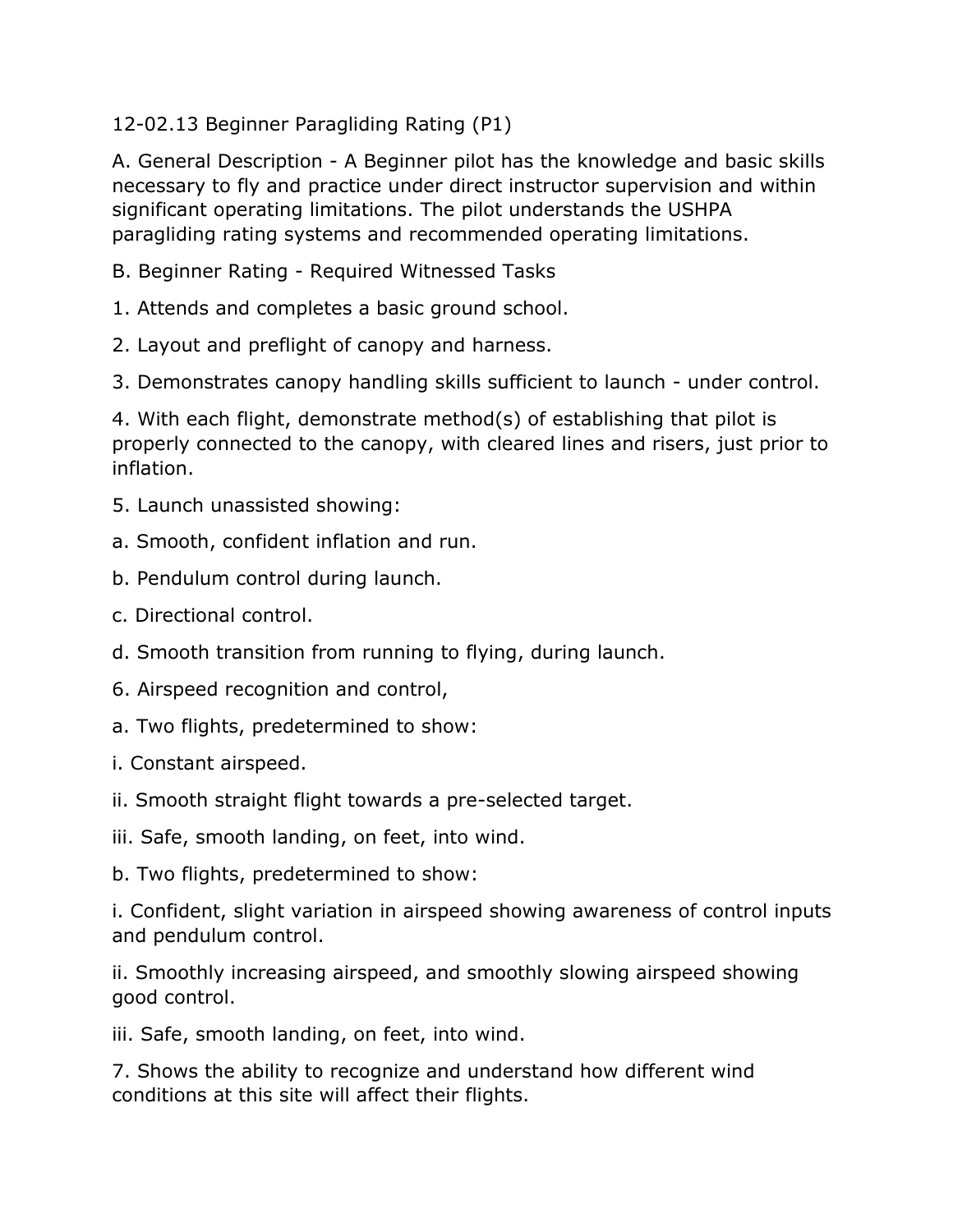# 12-02.13 Beginner Paragliding Rating (P1)

A. General Description - A Beginner pilot has the knowledge and basic skills necessary to fly and practice under direct instructor supervision and within significant operating limitations. The pilot understands the USHPA paragliding rating systems and recommended operating limitations.

B. Beginner Rating - Required Witnessed Tasks

1. Attends and completes a basic ground school.

2. Layout and preflight of canopy and harness.

3. Demonstrates canopy handling skills sufficient to launch - under control.

4. With each flight, demonstrate method(s) of establishing that pilot is properly connected to the canopy, with cleared lines and risers, just prior to inflation.

5. Launch unassisted showing:

a. Smooth, confident inflation and run.

b. Pendulum control during launch.

c. Directional control.

d. Smooth transition from running to flying, during launch.

6. Airspeed recognition and control,

a. Two flights, predetermined to show:

i. Constant airspeed.

ii. Smooth straight flight towards a pre-selected target.

iii. Safe, smooth landing, on feet, into wind.

b. Two flights, predetermined to show:

i. Confident, slight variation in airspeed showing awareness of control inputs and pendulum control.

ii. Smoothly increasing airspeed, and smoothly slowing airspeed showing good control.

iii. Safe, smooth landing, on feet, into wind.

7. Shows the ability to recognize and understand how different wind conditions at this site will affect their flights.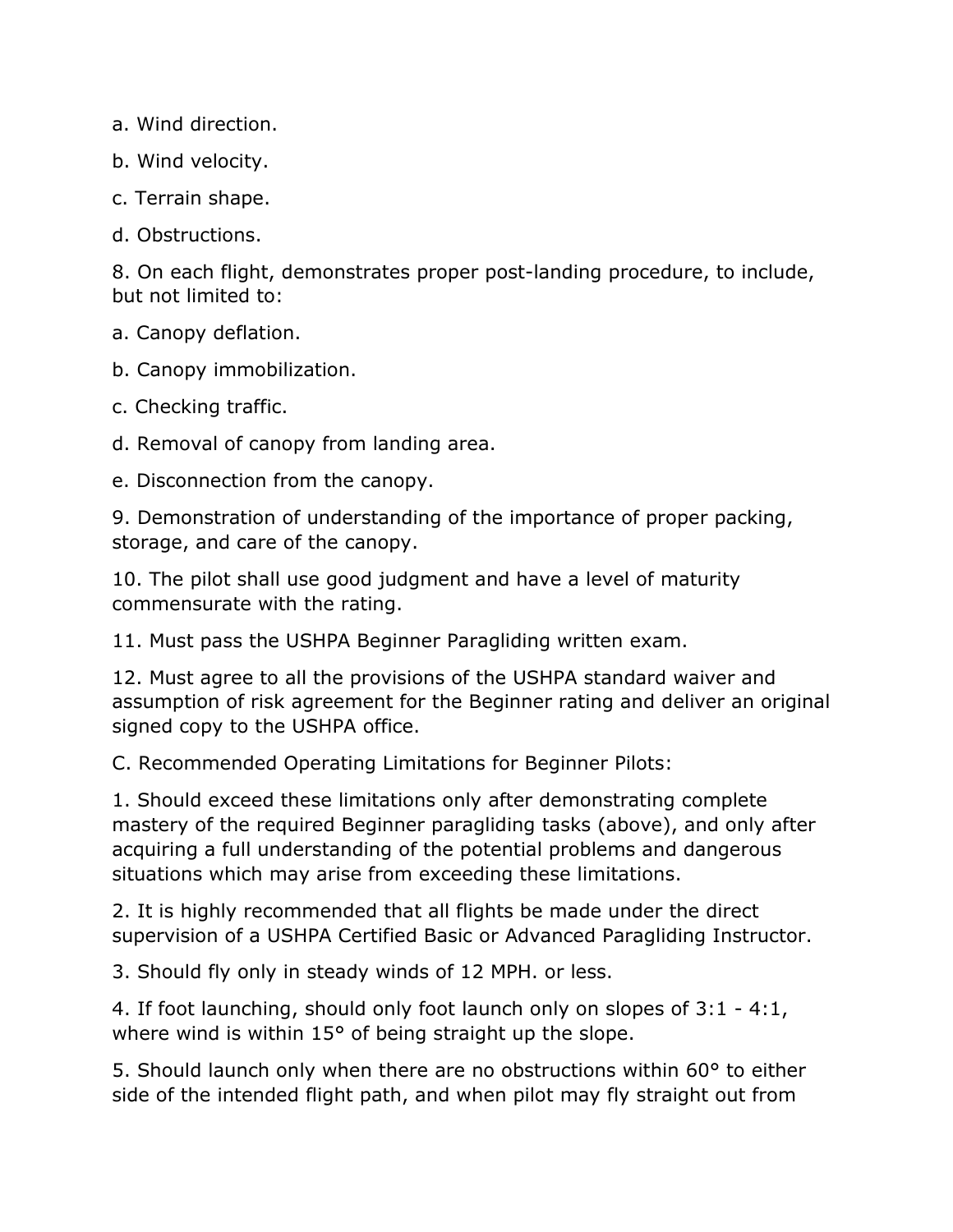a. Wind direction.

b. Wind velocity.

c. Terrain shape.

d. Obstructions.

8. On each flight, demonstrates proper post-landing procedure, to include, but not limited to:

a. Canopy deflation.

b. Canopy immobilization.

c. Checking traffic.

d. Removal of canopy from landing area.

e. Disconnection from the canopy.

9. Demonstration of understanding of the importance of proper packing, storage, and care of the canopy.

10. The pilot shall use good judgment and have a level of maturity commensurate with the rating.

11. Must pass the USHPA Beginner Paragliding written exam.

12. Must agree to all the provisions of the USHPA standard waiver and assumption of risk agreement for the Beginner rating and deliver an original signed copy to the USHPA office.

C. Recommended Operating Limitations for Beginner Pilots:

1. Should exceed these limitations only after demonstrating complete mastery of the required Beginner paragliding tasks (above), and only after acquiring a full understanding of the potential problems and dangerous situations which may arise from exceeding these limitations.

2. It is highly recommended that all flights be made under the direct supervision of a USHPA Certified Basic or Advanced Paragliding Instructor.

3. Should fly only in steady winds of 12 MPH. or less.

4. If foot launching, should only foot launch only on slopes of 3:1 - 4:1, where wind is within 15° of being straight up the slope.

5. Should launch only when there are no obstructions within 60° to either side of the intended flight path, and when pilot may fly straight out from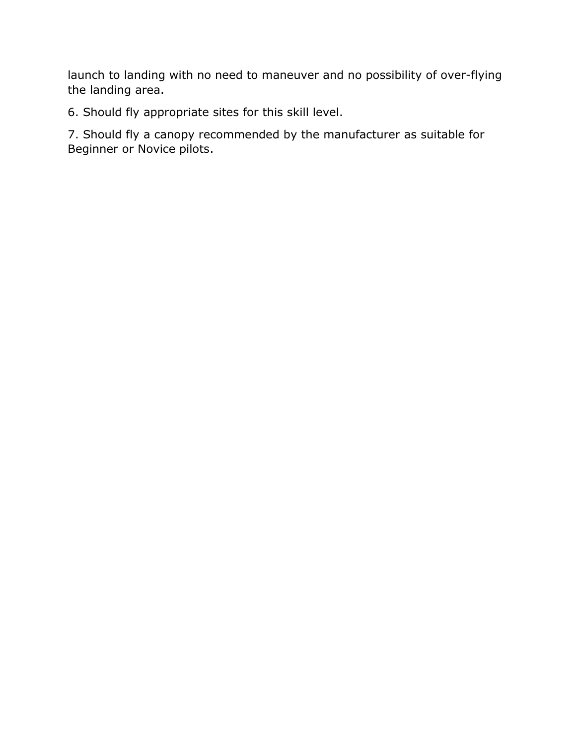launch to landing with no need to maneuver and no possibility of over-flying the landing area.

6. Should fly appropriate sites for this skill level.

7. Should fly a canopy recommended by the manufacturer as suitable for Beginner or Novice pilots.